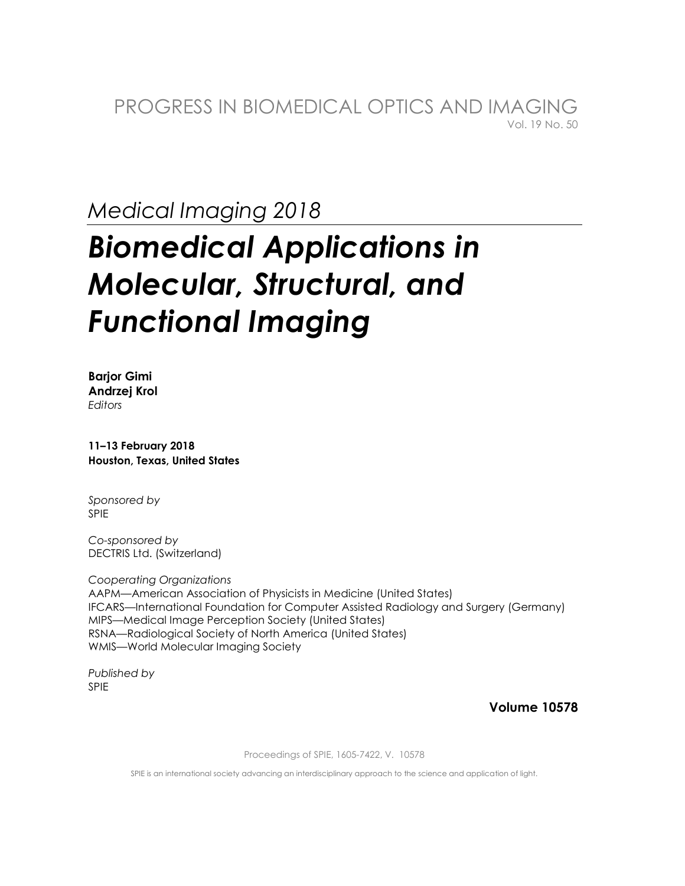PROGRESS IN BIOMEDICAL OPTICS AND IMAGING
Vol. 19 No. 50

*Medical Imaging 2018*

# *Biomedical Applications in Molecular, Structural, and Functional Imaging*

**Barjor Gimi**
**Andrzej Krol**
*Editors*

**11–13 February 2018**
**Houston, Texas, United States**

*Sponsored by*
SPIE

*Co-sponsored by*
DECTRIS Ltd. (Switzerland)

*Cooperating Organizations*
AAPM—American Association of Physicists in Medicine (United States)
IFCARS—International Foundation for Computer Assisted Radiology and Surgery (Germany)
MIPS—Medical Image Perception Society (United States)
RSNA—Radiological Society of North America (United States)
WMIS—World Molecular Imaging Society

*Published by*
SPIE

**Volume 10578**

Proceedings of SPIE, 1605-7422, V. 10578

SPIE is an international society advancing an interdisciplinary approach to the science and application of light.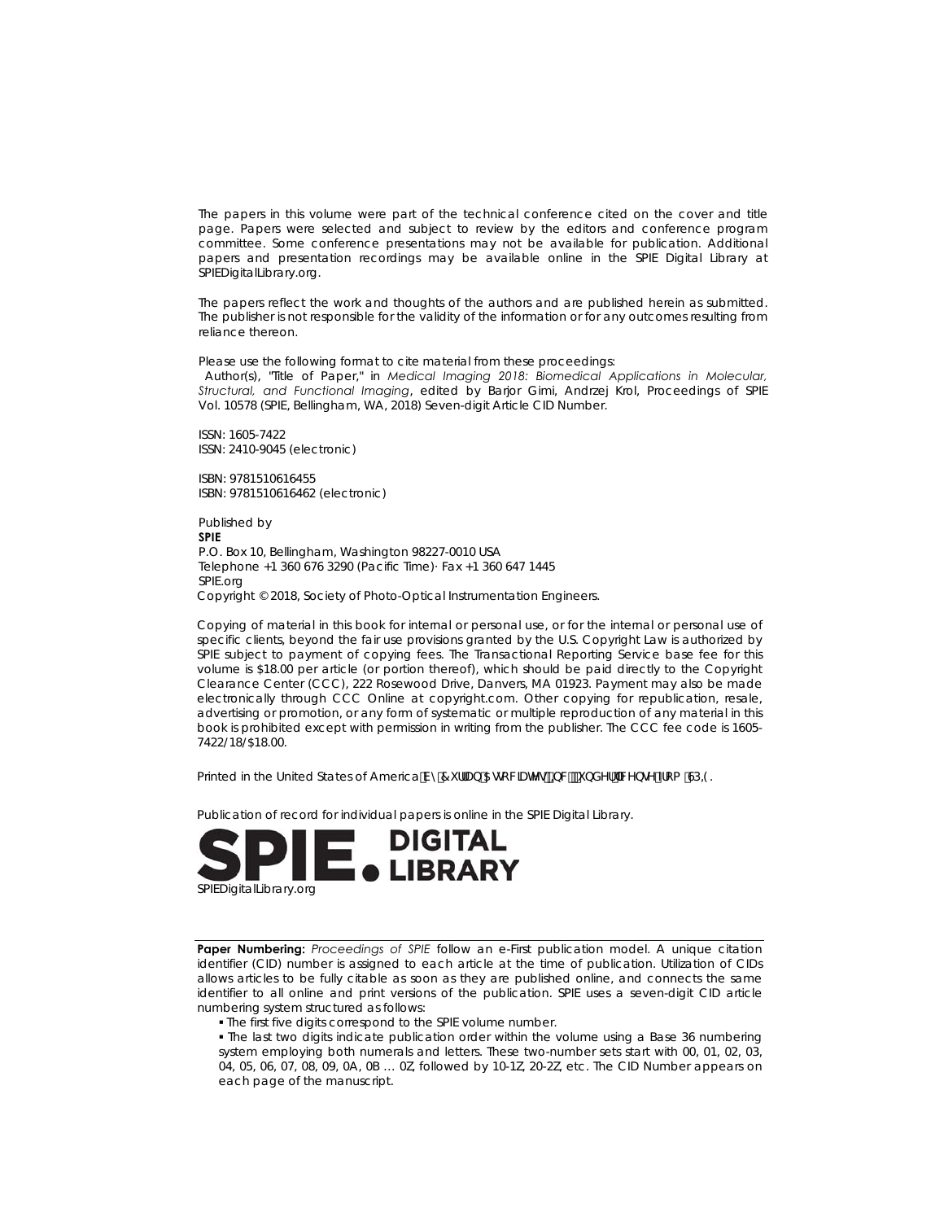The papers in this volume were part of the technical conference cited on the cover and title page. Papers were selected and subject to review by the editors and conference program committee. Some conference presentations may not be available for publication. Additional papers and presentation recordings may be available online in the SPIE Digital Library at SPIEDigitalLibrary.org.

The papers reflect the work and thoughts of the authors and are published herein as submitted. The publisher is not responsible for the validity of the information or for any outcomes resulting from reliance thereon.

Please use the following format to cite material from these proceedings:
Author(s), "Title of Paper," in *Medical Imaging 2018: Biomedical Applications in Molecular, Structural, and Functional Imaging*, edited by Barjor Gimi, Andrzej Krol, Proceedings of SPIE Vol. 10578 (SPIE, Bellingham, WA, 2018) Seven-digit Article CID Number.

ISSN: 1605-7422
ISSN: 2410-9045 (electronic)

ISBN: 9781510616455
ISBN: 9781510616462 (electronic)

Published by
**SPIE**
P.O. Box 10, Bellingham, Washington 98227-0010 USA
Telephone +1 360 676 3290 (Pacific Time)· Fax +1 360 647 1445
SPIE.org
Copyright © 2018, Society of Photo-Optical Instrumentation Engineers.

Copying of material in this book for internal or personal use, or for the internal or personal use of specific clients, beyond the fair use provisions granted by the U.S. Copyright Law is authorized by SPIE subject to payment of copying fees. The Transactional Reporting Service base fee for this volume is $18.00 per article (or portion thereof), which should be paid directly to the Copyright Clearance Center (CCC), 222 Rosewood Drive, Danvers, MA 01923. Payment may also be made electronically through CCC Online at copyright.com. Other copying for republication, resale, advertising or promotion, or any form of systematic or multiple reproduction of any material in this book is prohibited except with permission in writing from the publisher. The CCC fee code is 1605-7422/18/$18.00.

Printed in the United States of America by Curran Associates, Inc., under license from SPIE.

Publication of record for individual papers is online in the SPIE Digital Library.

SPIE. DIGITAL LIBRARY
SPIEDigitalLibrary.org

**Paper Numbering:** *Proceedings of SPIE* follow an e-First publication model. A unique citation identifier (CID) number is assigned to each article at the time of publication. Utilization of CIDs allows articles to be fully citable as soon as they are published online, and connects the same identifier to all online and print versions of the publication. SPIE uses a seven-digit CID article numbering system structured as follows:

- The first five digits correspond to the SPIE volume number.
- The last two digits indicate publication order within the volume using a Base 36 numbering system employing both numerals and letters. These two-number sets start with 00, 01, 02, 03, 04, 05, 06, 07, 08, 09, 0A, 0B … 0Z, followed by 10-1Z, 20-2Z, etc. The CID Number appears on each page of the manuscript.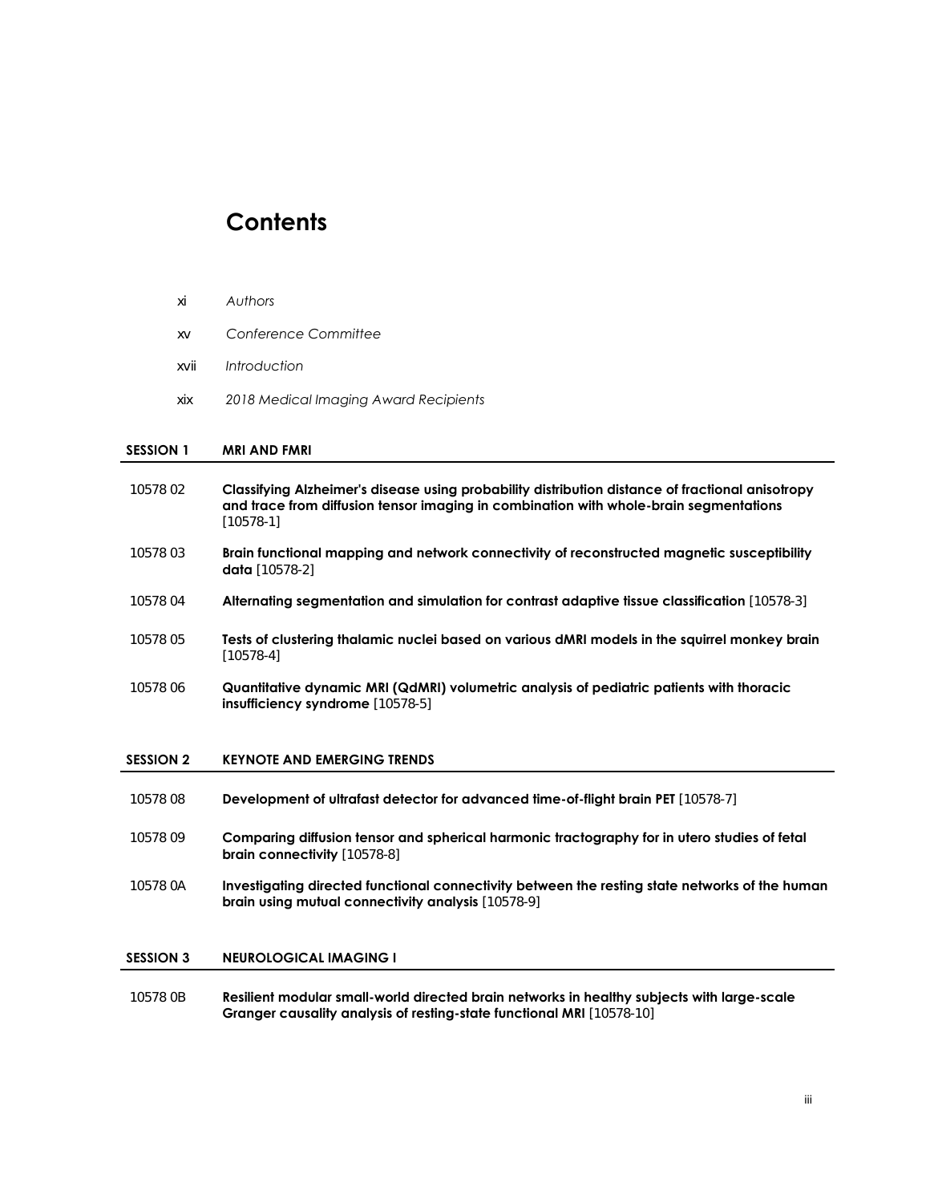# Contents

| | |
|---|---|
| xi | *Authors* |
| xv | *Conference Committee* |
| xvii | *Introduction* |
| xix | *2018 Medical Imaging Award Recipients* |

## SESSION 1 MRI AND FMRI

| | |
|---|---|
| 10578 02 | **Classifying Alzheimer's disease using probability distribution distance of fractional anisotropy and trace from diffusion tensor imaging in combination with whole-brain segmentations** [10578-1] |
| 10578 03 | **Brain functional mapping and network connectivity of reconstructed magnetic susceptibility data** [10578-2] |
| 10578 04 | **Alternating segmentation and simulation for contrast adaptive tissue classification** [10578-3] |
| 10578 05 | **Tests of clustering thalamic nuclei based on various dMRI models in the squirrel monkey brain** [10578-4] |
| 10578 06 | **Quantitative dynamic MRI (QdMRI) volumetric analysis of pediatric patients with thoracic insufficiency syndrome** [10578-5] |

## SESSION 2 KEYNOTE AND EMERGING TRENDS

| | |
|---|---|
| 10578 08 | **Development of ultrafast detector for advanced time-of-flight brain PET** [10578-7] |
| 10578 09 | **Comparing diffusion tensor and spherical harmonic tractography for in utero studies of fetal brain connectivity** [10578-8] |
| 10578 0A | **Investigating directed functional connectivity between the resting state networks of the human brain using mutual connectivity analysis** [10578-9] |

## SESSION 3 NEUROLOGICAL IMAGING I

| | |
|---|---|
| 10578 0B | **Resilient modular small-world directed brain networks in healthy subjects with large-scale Granger causality analysis of resting-state functional MRI** [10578-10] |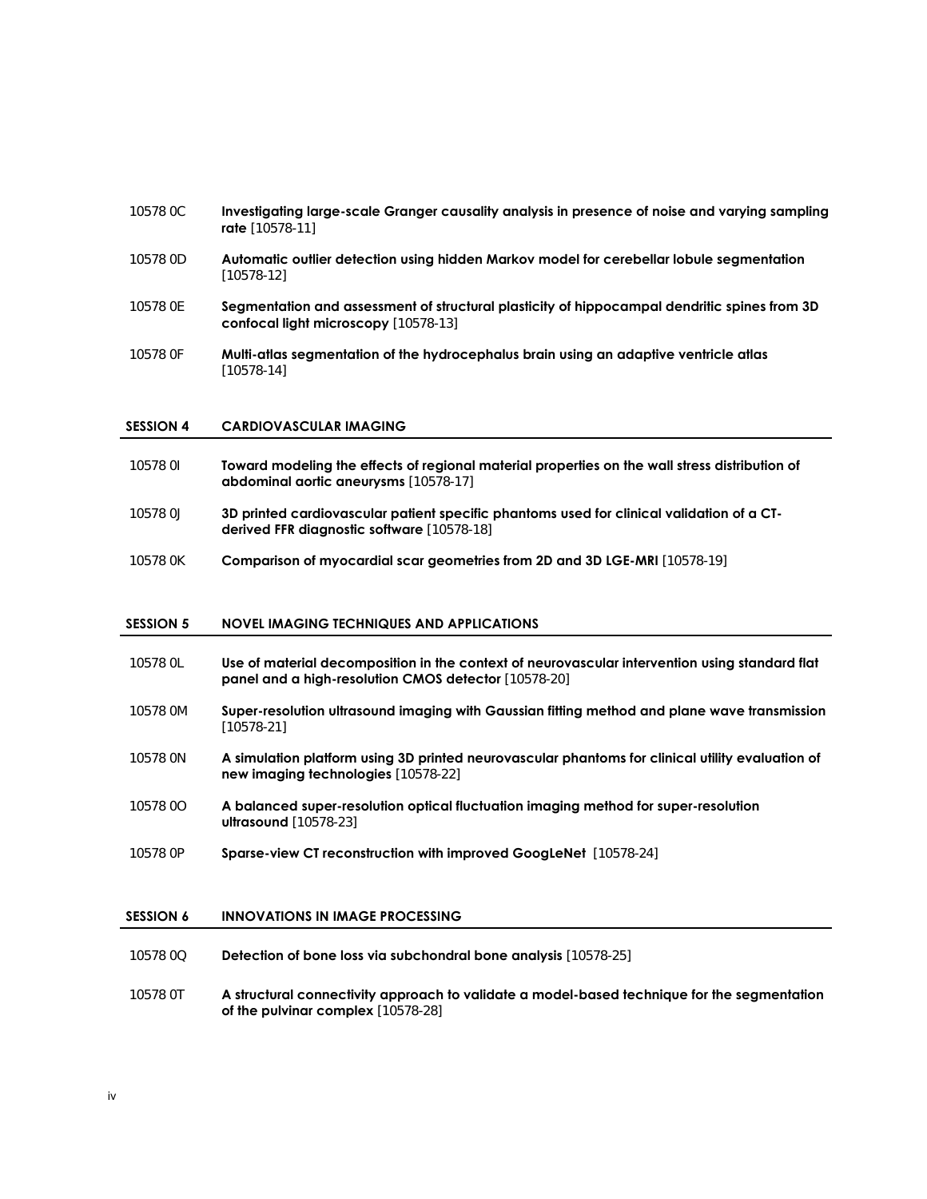10578 0C **Investigating large-scale Granger causality analysis in presence of noise and varying sampling rate** [10578-11]

10578 0D **Automatic outlier detection using hidden Markov model for cerebellar lobule segmentation** [10578-12]

10578 0E **Segmentation and assessment of structural plasticity of hippocampal dendritic spines from 3D confocal light microscopy** [10578-13]

10578 0F **Multi-atlas segmentation of the hydrocephalus brain using an adaptive ventricle atlas** [10578-14]

## SESSION 4 CARDIOVASCULAR IMAGING

10578 0I **Toward modeling the effects of regional material properties on the wall stress distribution of abdominal aortic aneurysms** [10578-17]

10578 0J **3D printed cardiovascular patient specific phantoms used for clinical validation of a CT-derived FFR diagnostic software** [10578-18]

10578 0K **Comparison of myocardial scar geometries from 2D and 3D LGE-MRI** [10578-19]

## SESSION 5 NOVEL IMAGING TECHNIQUES AND APPLICATIONS

10578 0L **Use of material decomposition in the context of neurovascular intervention using standard flat panel and a high-resolution CMOS detector** [10578-20]

10578 0M **Super-resolution ultrasound imaging with Gaussian fitting method and plane wave transmission** [10578-21]

10578 0N **A simulation platform using 3D printed neurovascular phantoms for clinical utility evaluation of new imaging technologies** [10578-22]

10578 0O **A balanced super-resolution optical fluctuation imaging method for super-resolution ultrasound** [10578-23]

10578 0P **Sparse-view CT reconstruction with improved GoogLeNet** [10578-24]

## SESSION 6 INNOVATIONS IN IMAGE PROCESSING

10578 0Q **Detection of bone loss via subchondral bone analysis** [10578-25]

10578 0T **A structural connectivity approach to validate a model-based technique for the segmentation of the pulvinar complex** [10578-28]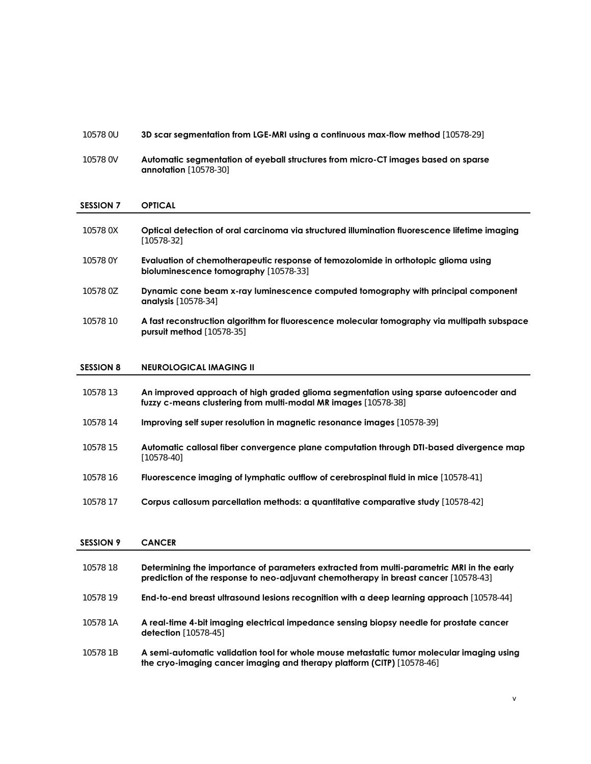10578 0U **3D scar segmentation from LGE-MRI using a continuous max-flow method** [10578-29]

10578 0V **Automatic segmentation of eyeball structures from micro-CT images based on sparse annotation** [10578-30]

## SESSION 7 OPTICAL

10578 0X **Optical detection of oral carcinoma via structured illumination fluorescence lifetime imaging** [10578-32]

10578 0Y **Evaluation of chemotherapeutic response of temozolomide in orthotopic glioma using bioluminescence tomography** [10578-33]

10578 0Z **Dynamic cone beam x-ray luminescence computed tomography with principal component analysis** [10578-34]

10578 10 **A fast reconstruction algorithm for fluorescence molecular tomography via multipath subspace pursuit method** [10578-35]

## SESSION 8 NEUROLOGICAL IMAGING II

10578 13 **An improved approach of high graded glioma segmentation using sparse autoencoder and fuzzy c-means clustering from multi-modal MR images** [10578-38]

10578 14 **Improving self super resolution in magnetic resonance images** [10578-39]

10578 15 **Automatic callosal fiber convergence plane computation through DTI-based divergence map** [10578-40]

10578 16 **Fluorescence imaging of lymphatic outflow of cerebrospinal fluid in mice** [10578-41]

10578 17 **Corpus callosum parcellation methods: a quantitative comparative study** [10578-42]

## SESSION 9 CANCER

10578 18 **Determining the importance of parameters extracted from multi-parametric MRI in the early prediction of the response to neo-adjuvant chemotherapy in breast cancer** [10578-43]

10578 19 **End-to-end breast ultrasound lesions recognition with a deep learning approach** [10578-44]

10578 1A **A real-time 4-bit imaging electrical impedance sensing biopsy needle for prostate cancer detection** [10578-45]

10578 1B **A semi-automatic validation tool for whole mouse metastatic tumor molecular imaging using the cryo-imaging cancer imaging and therapy platform (CITP)** [10578-46]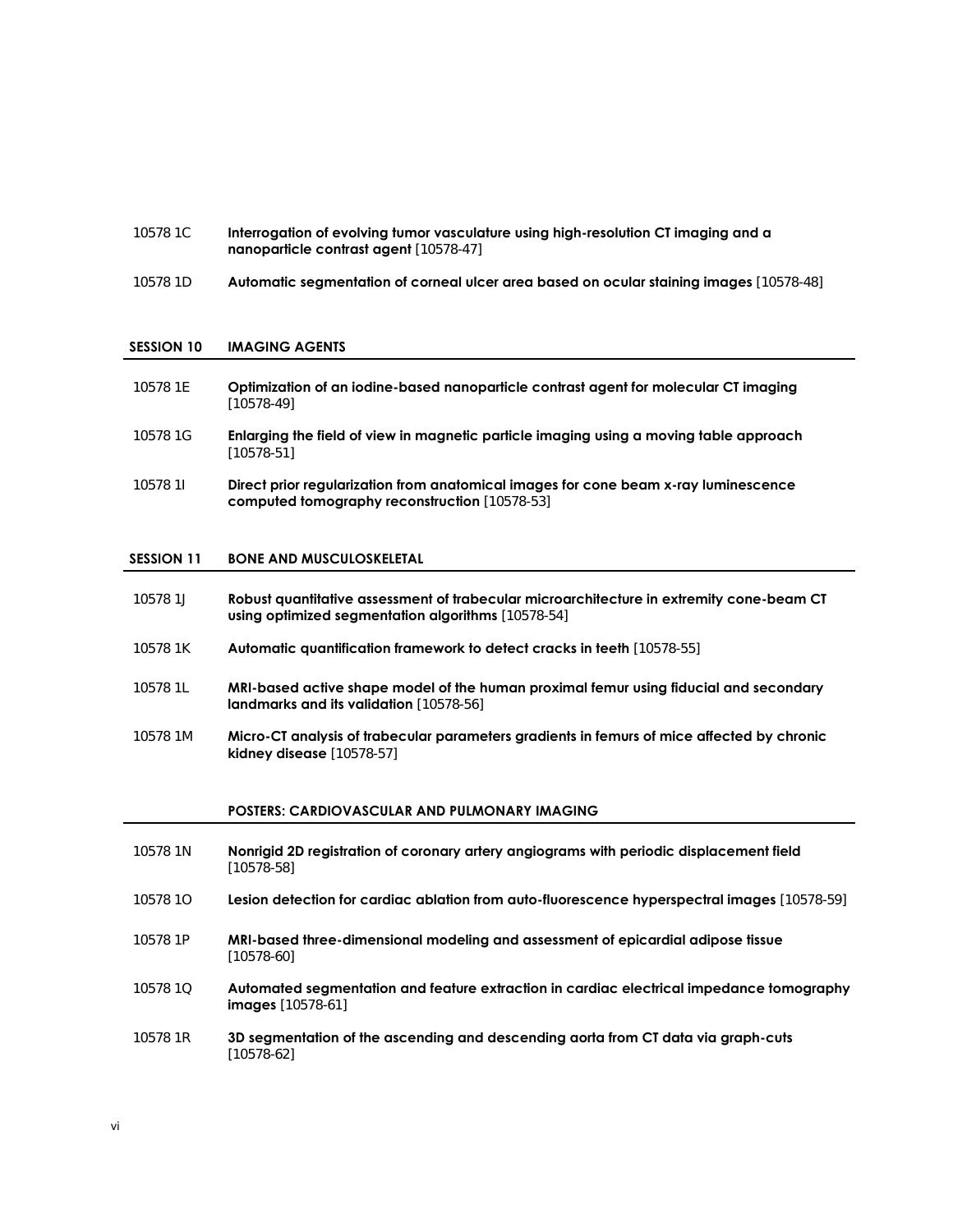10578 1C **Interrogation of evolving tumor vasculature using high-resolution CT imaging and a nanoparticle contrast agent** [10578-47]

10578 1D **Automatic segmentation of corneal ulcer area based on ocular staining images** [10578-48]

## SESSION 10 IMAGING AGENTS

10578 1E **Optimization of an iodine-based nanoparticle contrast agent for molecular CT imaging** [10578-49]

10578 1G **Enlarging the field of view in magnetic particle imaging using a moving table approach** [10578-51]

10578 1I **Direct prior regularization from anatomical images for cone beam x-ray luminescence computed tomography reconstruction** [10578-53]

## SESSION 11 BONE AND MUSCULOSKELETAL

10578 1J **Robust quantitative assessment of trabecular microarchitecture in extremity cone-beam CT using optimized segmentation algorithms** [10578-54]

10578 1K **Automatic quantification framework to detect cracks in teeth** [10578-55]

10578 1L **MRI-based active shape model of the human proximal femur using fiducial and secondary landmarks and its validation** [10578-56]

10578 1M **Micro-CT analysis of trabecular parameters gradients in femurs of mice affected by chronic kidney disease** [10578-57]

## POSTERS: CARDIOVASCULAR AND PULMONARY IMAGING

10578 1N **Nonrigid 2D registration of coronary artery angiograms with periodic displacement field** [10578-58]

10578 1O **Lesion detection for cardiac ablation from auto-fluorescence hyperspectral images** [10578-59]

10578 1P **MRI-based three-dimensional modeling and assessment of epicardial adipose tissue** [10578-60]

10578 1Q **Automated segmentation and feature extraction in cardiac electrical impedance tomography images** [10578-61]

10578 1R **3D segmentation of the ascending and descending aorta from CT data via graph-cuts** [10578-62]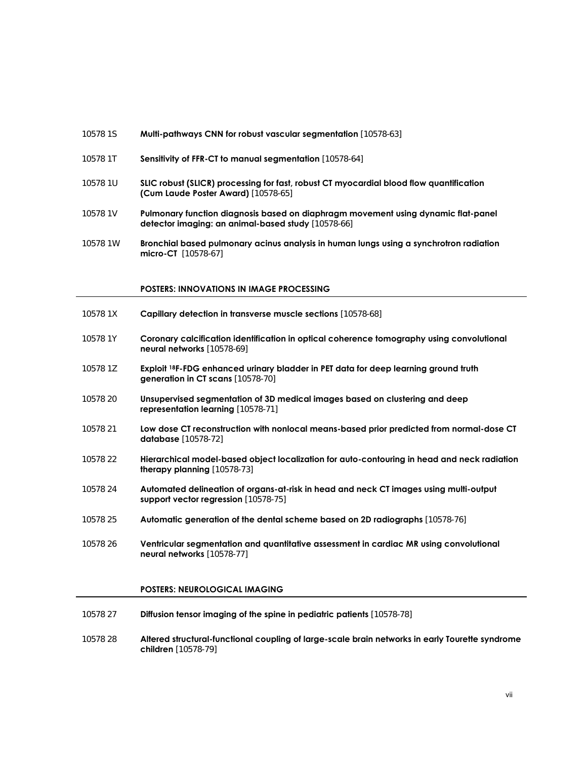10578 1S **Multi-pathways CNN for robust vascular segmentation** [10578-63]

10578 1T **Sensitivity of FFR-CT to manual segmentation** [10578-64]

10578 1U **SLIC robust (SLICR) processing for fast, robust CT myocardial blood flow quantification (Cum Laude Poster Award)** [10578-65]

10578 1V **Pulmonary function diagnosis based on diaphragm movement using dynamic flat-panel detector imaging: an animal-based study** [10578-66]

10578 1W **Bronchial based pulmonary acinus analysis in human lungs using a synchrotron radiation micro-CT** [10578-67]

## POSTERS: INNOVATIONS IN IMAGE PROCESSING

10578 1X **Capillary detection in transverse muscle sections** [10578-68]

10578 1Y **Coronary calcification identification in optical coherence tomography using convolutional neural networks** [10578-69]

10578 1Z **Exploit $^{18}$F-FDG enhanced urinary bladder in PET data for deep learning ground truth generation in CT scans** [10578-70]

10578 20 **Unsupervised segmentation of 3D medical images based on clustering and deep representation learning** [10578-71]

10578 21 **Low dose CT reconstruction with nonlocal means-based prior predicted from normal-dose CT database** [10578-72]

10578 22 **Hierarchical model-based object localization for auto-contouring in head and neck radiation therapy planning** [10578-73]

10578 24 **Automated delineation of organs-at-risk in head and neck CT images using multi-output support vector regression** [10578-75]

10578 25 **Automatic generation of the dental scheme based on 2D radiographs** [10578-76]

10578 26 **Ventricular segmentation and quantitative assessment in cardiac MR using convolutional neural networks** [10578-77]

## POSTERS: NEUROLOGICAL IMAGING

10578 27 **Diffusion tensor imaging of the spine in pediatric patients** [10578-78]

10578 28 **Altered structural-functional coupling of large-scale brain networks in early Tourette syndrome children** [10578-79]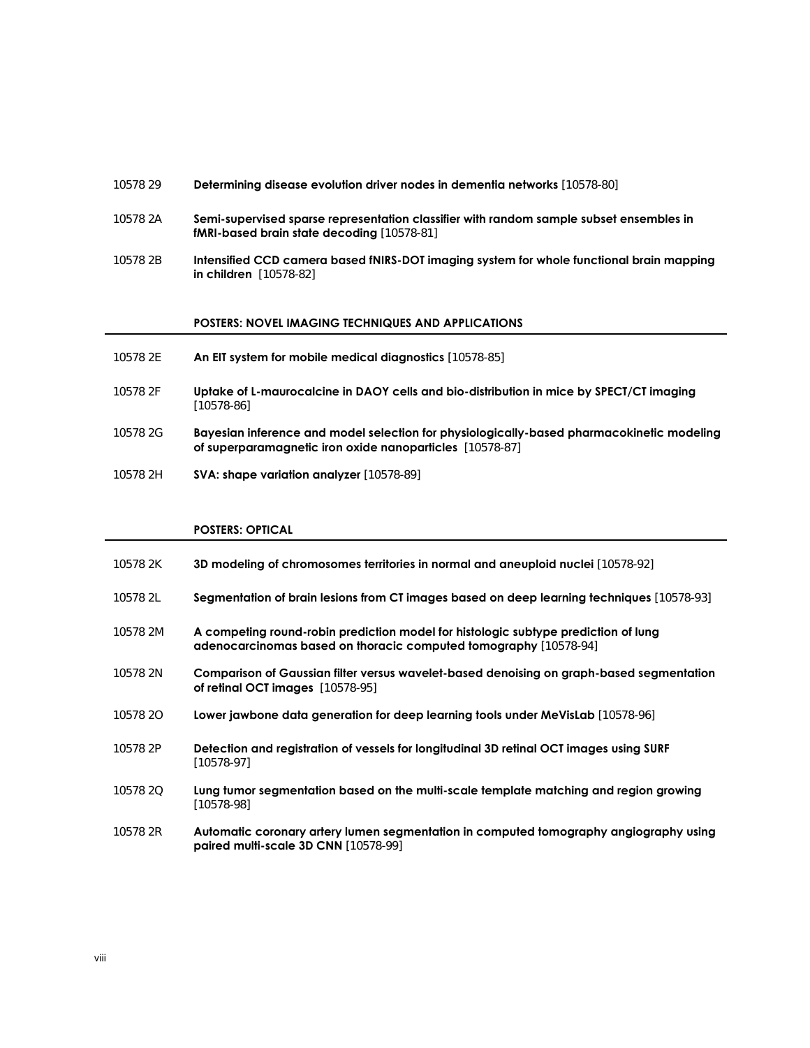10578 29 **Determining disease evolution driver nodes in dementia networks** [10578-80]

10578 2A **Semi-supervised sparse representation classifier with random sample subset ensembles in fMRI-based brain state decoding** [10578-81]

10578 2B **Intensified CCD camera based fNIRS-DOT imaging system for whole functional brain mapping in children** [10578-82]

### POSTERS: NOVEL IMAGING TECHNIQUES AND APPLICATIONS

10578 2E **An EIT system for mobile medical diagnostics** [10578-85]

10578 2F **Uptake of L-maurocalcine in DAOY cells and bio-distribution in mice by SPECT/CT imaging** [10578-86]

10578 2G **Bayesian inference and model selection for physiologically-based pharmacokinetic modeling of superparamagnetic iron oxide nanoparticles** [10578-87]

10578 2H **SVA: shape variation analyzer** [10578-89]

### POSTERS: OPTICAL

10578 2K **3D modeling of chromosomes territories in normal and aneuploid nuclei** [10578-92]

10578 2L **Segmentation of brain lesions from CT images based on deep learning techniques** [10578-93]

10578 2M **A competing round-robin prediction model for histologic subtype prediction of lung adenocarcinomas based on thoracic computed tomography** [10578-94]

10578 2N **Comparison of Gaussian filter versus wavelet-based denoising on graph-based segmentation of retinal OCT images** [10578-95]

10578 2O **Lower jawbone data generation for deep learning tools under MeVisLab** [10578-96]

10578 2P **Detection and registration of vessels for longitudinal 3D retinal OCT images using SURF** [10578-97]

10578 2Q **Lung tumor segmentation based on the multi-scale template matching and region growing** [10578-98]

10578 2R **Automatic coronary artery lumen segmentation in computed tomography angiography using paired multi-scale 3D CNN** [10578-99]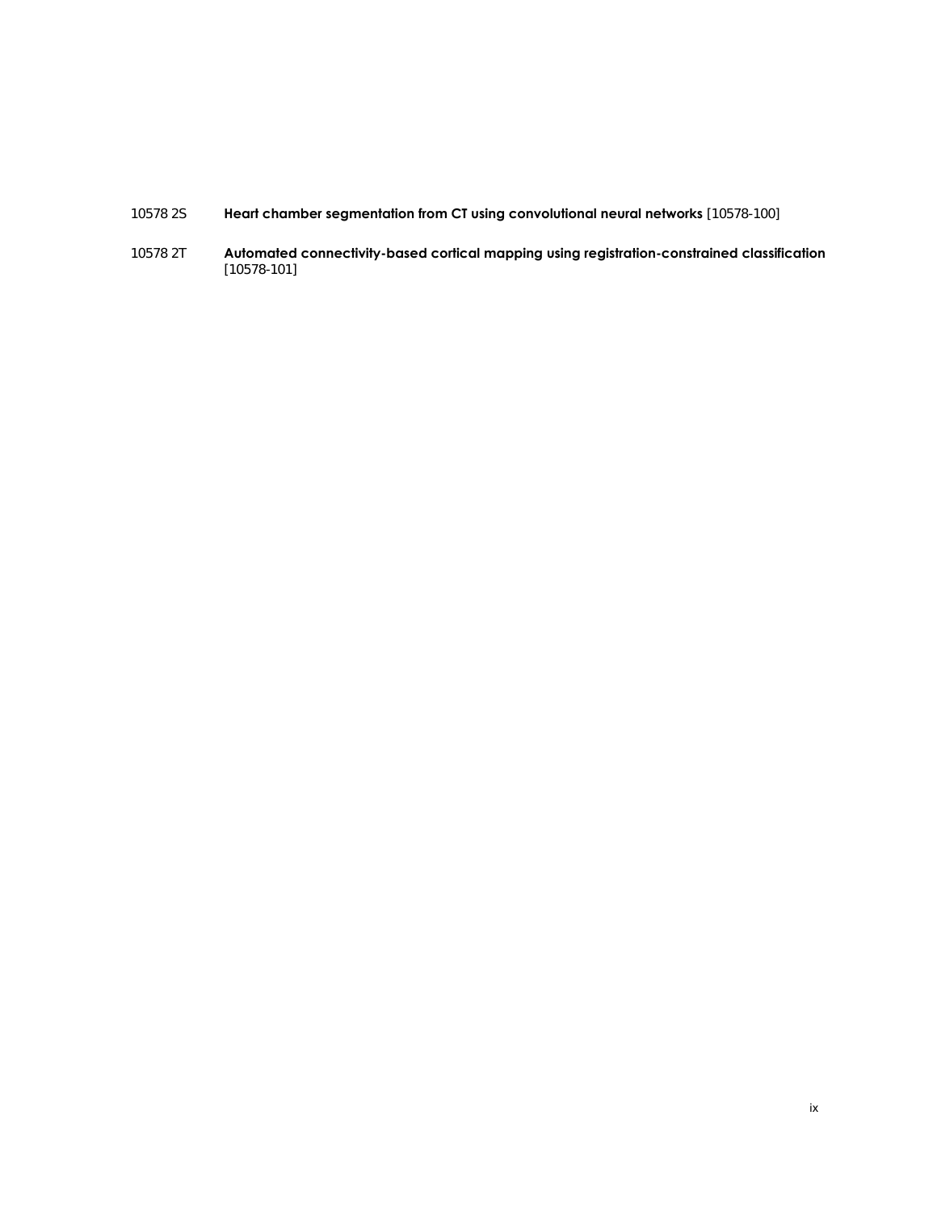10578 2S **Heart chamber segmentation from CT using convolutional neural networks** [10578-100]

10578 2T **Automated connectivity-based cortical mapping using registration-constrained classification** [10578-101]